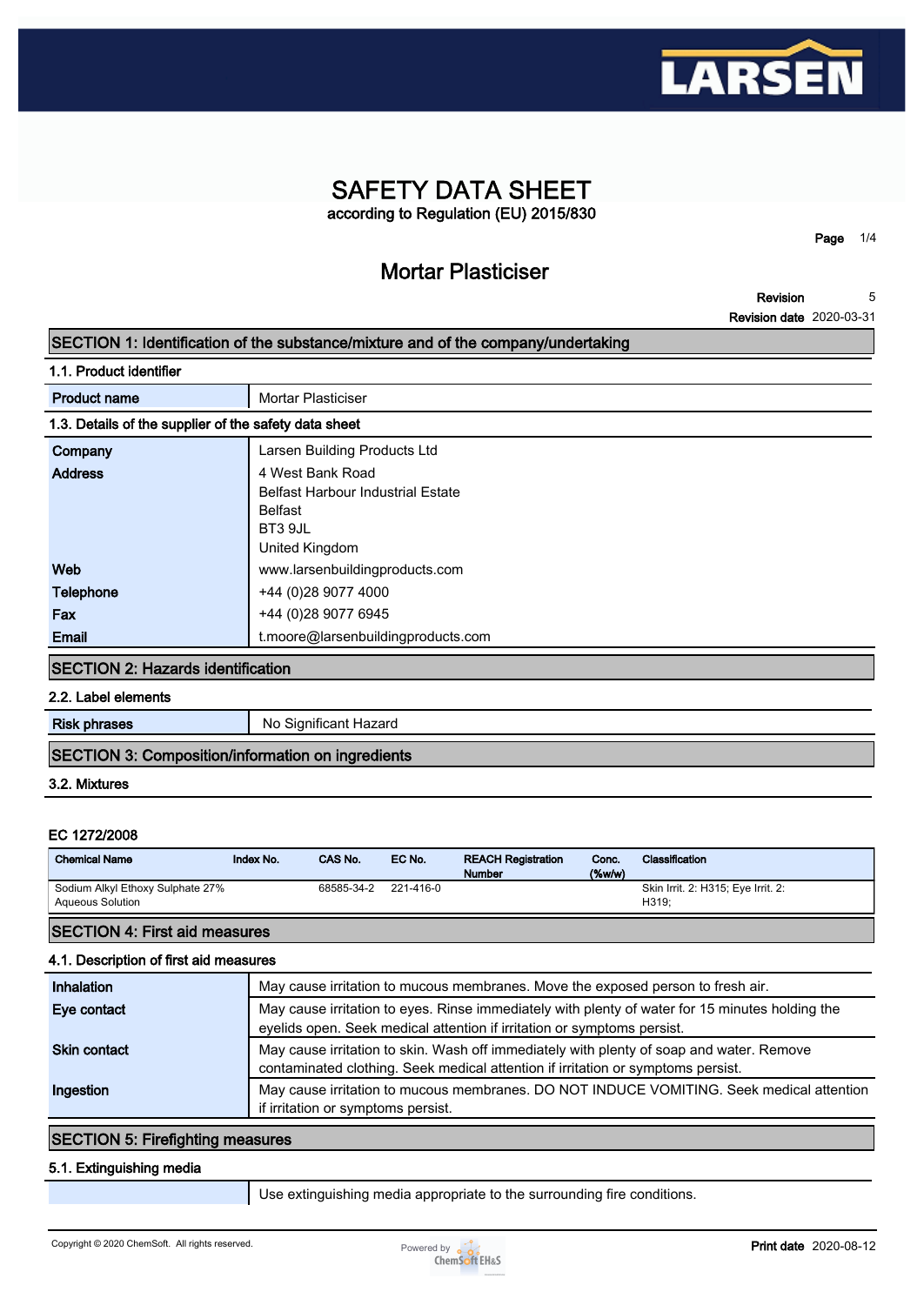# SAFETY DATA SHEET

according to Regulation (EU) 2015/830

## Mortar Plasticiser

**Revision** 5
**Revision date** 2020-03-31

## SECTION 1: Identification of the substance/mixture and of the company/undertaking

### 1.1. Product identifier

| | |
|---|---|
| **Product name** | Mortar Plasticiser |

### 1.3. Details of the supplier of the safety data sheet

| | |
|---|---|
| **Company** | Larsen Building Products Ltd |
| **Address** | 4 West Bank Road<br>Belfast Harbour Industrial Estate<br>Belfast<br>BT3 9JL<br>United Kingdom |
| **Web** | www.larsenbuildingproducts.com |
| **Telephone** | +44 (0)28 9077 4000 |
| **Fax** | +44 (0)28 9077 6945 |
| **Email** | t.moore@larsenbuildingproducts.com |

## SECTION 2: Hazards identification

### 2.2. Label elements

| | |
|---|---|
| **Risk phrases** | No Significant Hazard |

## SECTION 3: Composition/information on ingredients

### 3.2. Mixtures

**EC 1272/2008**

| Chemical Name | Index No. | CAS No. | EC No. | REACH Registration Number | Conc. (%w/w) | Classification |
|---|---|---|---|---|---|---|
| Sodium Alkyl Ethoxy Sulphate 27% Aqueous Solution | | 68585-34-2 | 221-416-0 | | | Skin Irrit. 2: H315; Eye Irrit. 2: H319; |

## SECTION 4: First aid measures

### 4.1. Description of first aid measures

| | |
|---|---|
| **Inhalation** | May cause irritation to mucous membranes. Move the exposed person to fresh air. |
| **Eye contact** | May cause irritation to eyes. Rinse immediately with plenty of water for 15 minutes holding the eyelids open. Seek medical attention if irritation or symptoms persist. |
| **Skin contact** | May cause irritation to skin. Wash off immediately with plenty of soap and water. Remove contaminated clothing. Seek medical attention if irritation or symptoms persist. |
| **Ingestion** | May cause irritation to mucous membranes. DO NOT INDUCE VOMITING. Seek medical attention if irritation or symptoms persist. |

## SECTION 5: Firefighting measures

### 5.1. Extinguishing media

| | |
|---|---|
| | Use extinguishing media appropriate to the surrounding fire conditions. |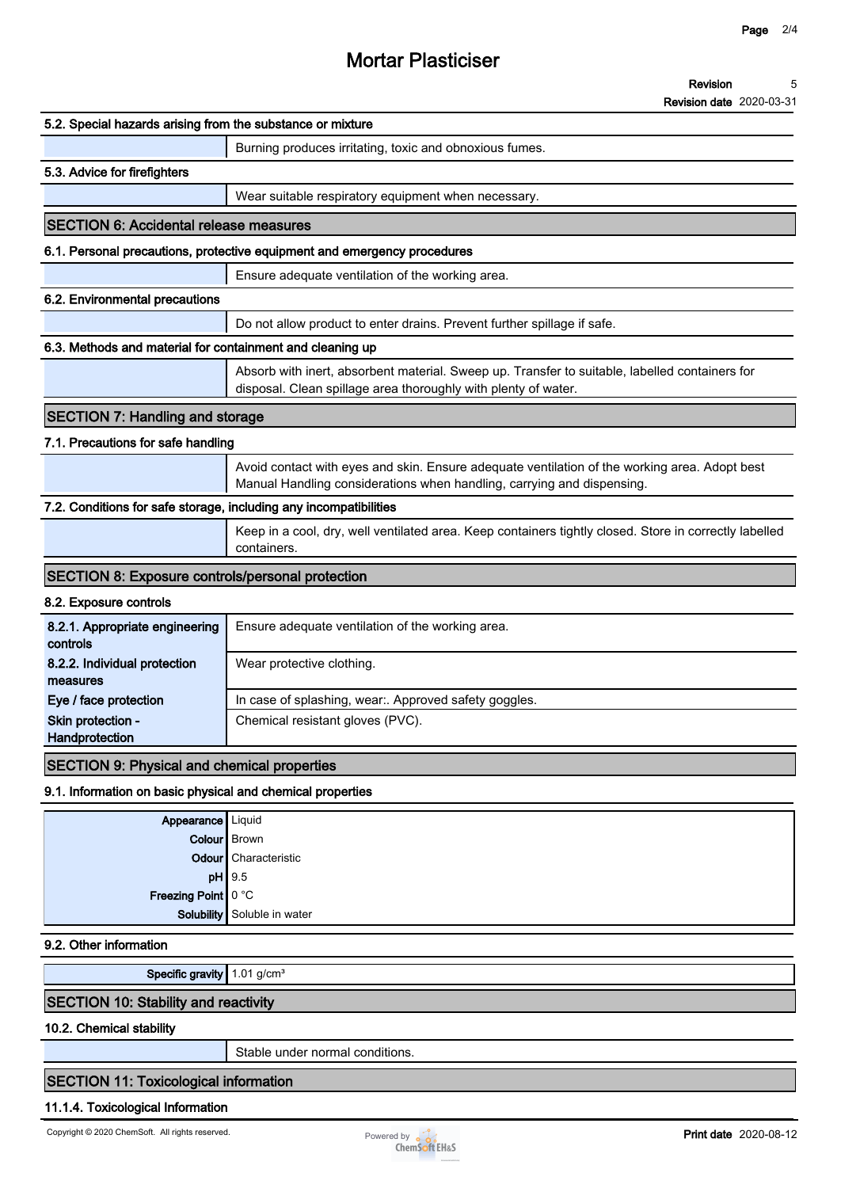#### 5.2. Special hazards arising from the substance or mixture

Burning produces irritating, toxic and obnoxious fumes.

#### 5.3. Advice for firefighters

Wear suitable respiratory equipment when necessary.

## SECTION 6: Accidental release measures

#### 6.1. Personal precautions, protective equipment and emergency procedures

Ensure adequate ventilation of the working area.

#### 6.2. Environmental precautions

Do not allow product to enter drains. Prevent further spillage if safe.

#### 6.3. Methods and material for containment and cleaning up

Absorb with inert, absorbent material. Sweep up. Transfer to suitable, labelled containers for disposal. Clean spillage area thoroughly with plenty of water.

## SECTION 7: Handling and storage

#### 7.1. Precautions for safe handling

Avoid contact with eyes and skin. Ensure adequate ventilation of the working area. Adopt best Manual Handling considerations when handling, carrying and dispensing.

#### 7.2. Conditions for safe storage, including any incompatibilities

Keep in a cool, dry, well ventilated area. Keep containers tightly closed. Store in correctly labelled containers.

## SECTION 8: Exposure controls/personal protection

#### 8.2. Exposure controls

| | |
|---|---|
| **8.2.1. Appropriate engineering controls** | Ensure adequate ventilation of the working area. |
| **8.2.2. Individual protection measures** | Wear protective clothing. |
| **Eye / face protection** | In case of splashing, wear:. Approved safety goggles. |
| **Skin protection - Handprotection** | Chemical resistant gloves (PVC). |

## SECTION 9: Physical and chemical properties

#### 9.1. Information on basic physical and chemical properties

| | |
|---|---|
| **Appearance** | Liquid |
| **Colour** | Brown |
| **Odour** | Characteristic |
| **pH** | 9.5 |
| **Freezing Point** | 0 °C |
| **Solubility** | Soluble in water |

#### 9.2. Other information

| | |
|---|---|
| **Specific gravity** | 1.01 g/cm³ |

## SECTION 10: Stability and reactivity

#### 10.2. Chemical stability

Stable under normal conditions.

## SECTION 11: Toxicological information

#### 11.1.4. Toxicological Information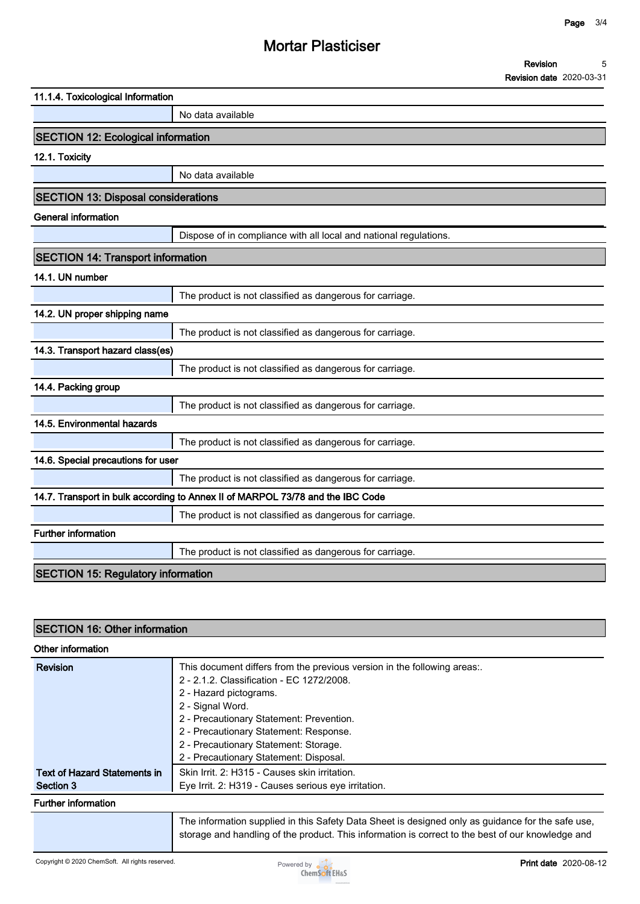#### 11.1.4. Toxicological Information

| | |
|---|---|
| | No data available |

## SECTION 12: Ecological information

#### 12.1. Toxicity

| | |
|---|---|
| | No data available |

## SECTION 13: Disposal considerations

#### General information

| | |
|---|---|
| | Dispose of in compliance with all local and national regulations. |

## SECTION 14: Transport information

#### 14.1. UN number

| | |
|---|---|
| | The product is not classified as dangerous for carriage. |

#### 14.2. UN proper shipping name

| | |
|---|---|
| | The product is not classified as dangerous for carriage. |

#### 14.3. Transport hazard class(es)

| | |
|---|---|
| | The product is not classified as dangerous for carriage. |

#### 14.4. Packing group

| | |
|---|---|
| | The product is not classified as dangerous for carriage. |

#### 14.5. Environmental hazards

| | |
|---|---|
| | The product is not classified as dangerous for carriage. |

#### 14.6. Special precautions for user

| | |
|---|---|
| | The product is not classified as dangerous for carriage. |

#### 14.7. Transport in bulk according to Annex II of MARPOL 73/78 and the IBC Code

| | |
|---|---|
| | The product is not classified as dangerous for carriage. |

#### Further information

| | |
|---|---|
| | The product is not classified as dangerous for carriage. |

## SECTION 15: Regulatory information

## SECTION 16: Other information

#### Other information

| | |
|---|---|
| **Revision** | This document differs from the previous version in the following areas:.<br>2 - 2.1.2. Classification - EC 1272/2008.<br>2 - Hazard pictograms.<br>2 - Signal Word.<br>2 - Precautionary Statement: Prevention.<br>2 - Precautionary Statement: Response.<br>2 - Precautionary Statement: Storage.<br>2 - Precautionary Statement: Disposal. |
| **Text of Hazard Statements in Section 3** | Skin Irrit. 2: H315 - Causes skin irritation.<br>Eye Irrit. 2: H319 - Causes serious eye irritation. |

#### Further information

| | |
|---|---|
| | The information supplied in this Safety Data Sheet is designed only as guidance for the safe use, storage and handling of the product. This information is correct to the best of our knowledge and |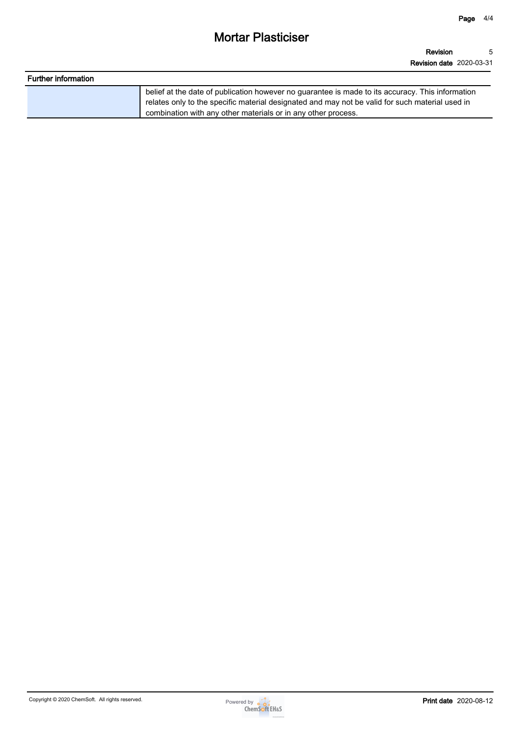## Further information

| | |
|---|---|
| | belief at the date of publication however no guarantee is made to its accuracy. This information relates only to the specific material designated and may not be valid for such material used in combination with any other materials or in any other process. |